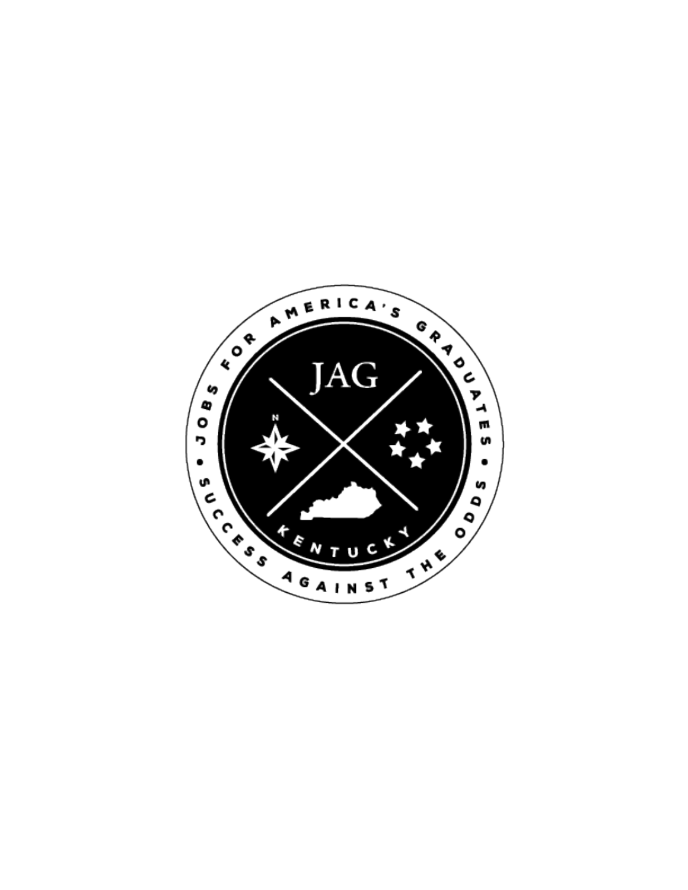JAG

JOBS FOR AMERICA'S GRADUATES • SUCCESS AGAINST THE ODDS •

KENTUCKY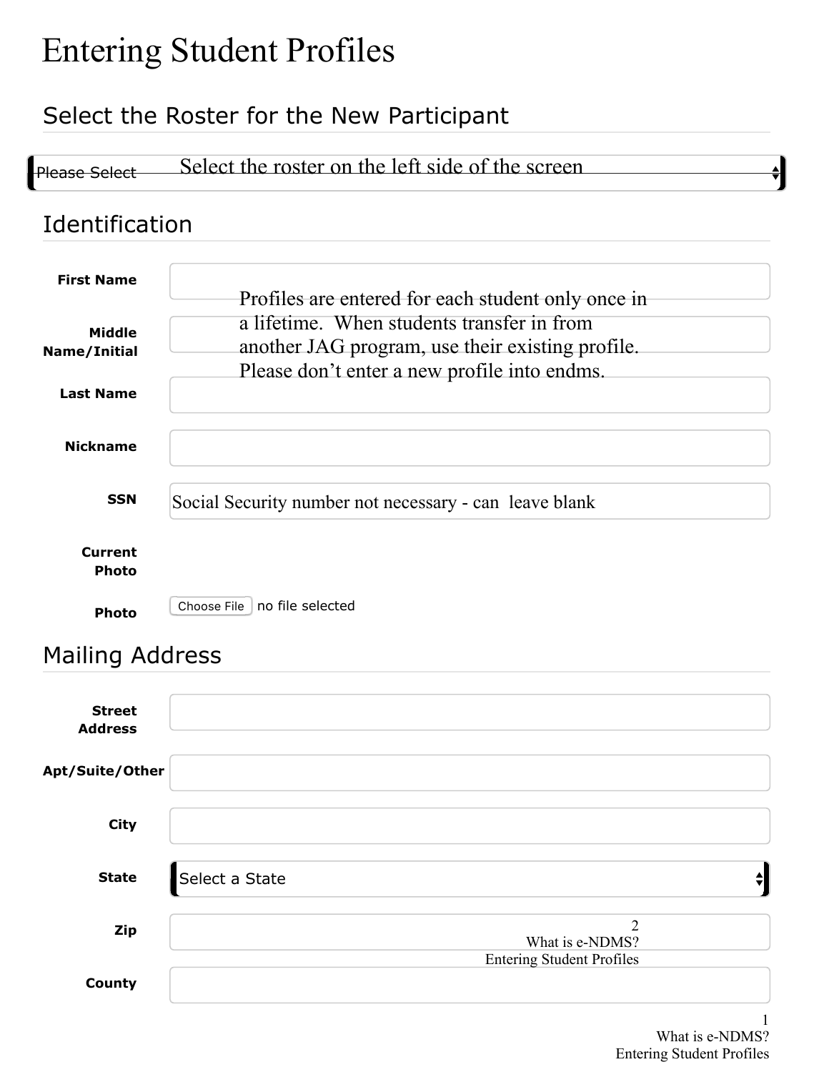# Entering Student Profiles

## Select the Roster for the New Participant

Please Select — Select the roster on the left side of the screen

## Identification

**First Name**

**Middle Name/Initial**

**Last Name**

Profiles are entered for each student only once in a lifetime. When students transfer in from another JAG program, use their existing profile. Please don't enter a new profile into endms.

**Nickname**

**SSN**

Social Security number not necessary - can leave blank

**Current Photo**

**Photo**

Choose File no file selected

## Mailing Address

**Street Address**

**Apt/Suite/Other**

**City**

**State**

Select a State

**Zip**

**County**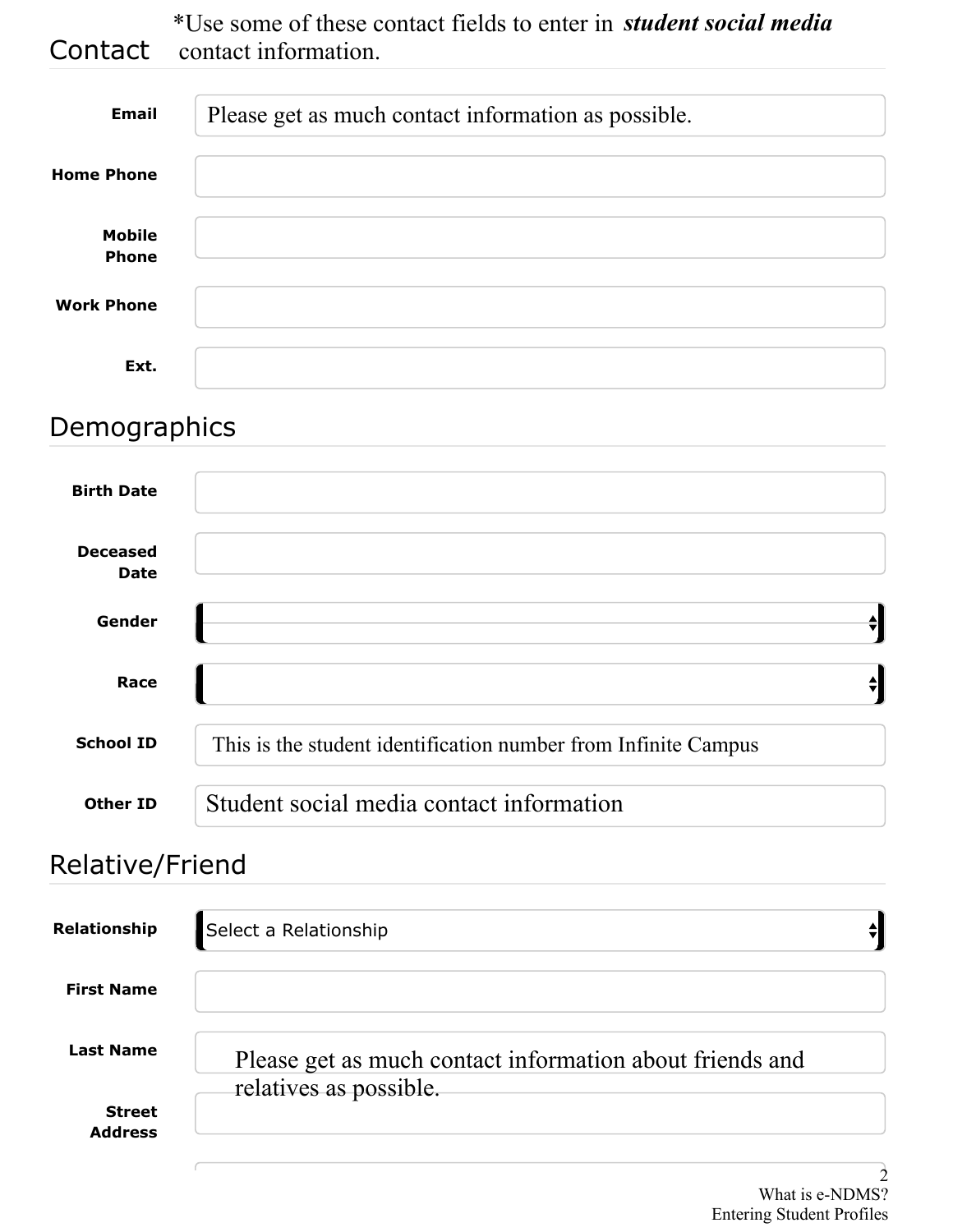## Contact

\*Use some of these contact fields to enter in ***student social media*** contact information.

| Field | Value |
|---|---|
| **Email** | Please get as much contact information as possible. |
| **Home Phone** | |
| **Mobile Phone** | |
| **Work Phone** | |
| **Ext.** | |

## Demographics

| Field | Value |
|---|---|
| **Birth Date** | |
| **Deceased Date** | |
| **Gender** | |
| **Race** | |
| **School ID** | This is the student identification number from Infinite Campus |
| **Other ID** | Student social media contact information |

## Relative/Friend

| Field | Value |
|---|---|
| **Relationship** | Select a Relationship |
| **First Name** | |
| **Last Name** | |
| **Street Address** | |

Please get as much contact information about friends and relatives as possible.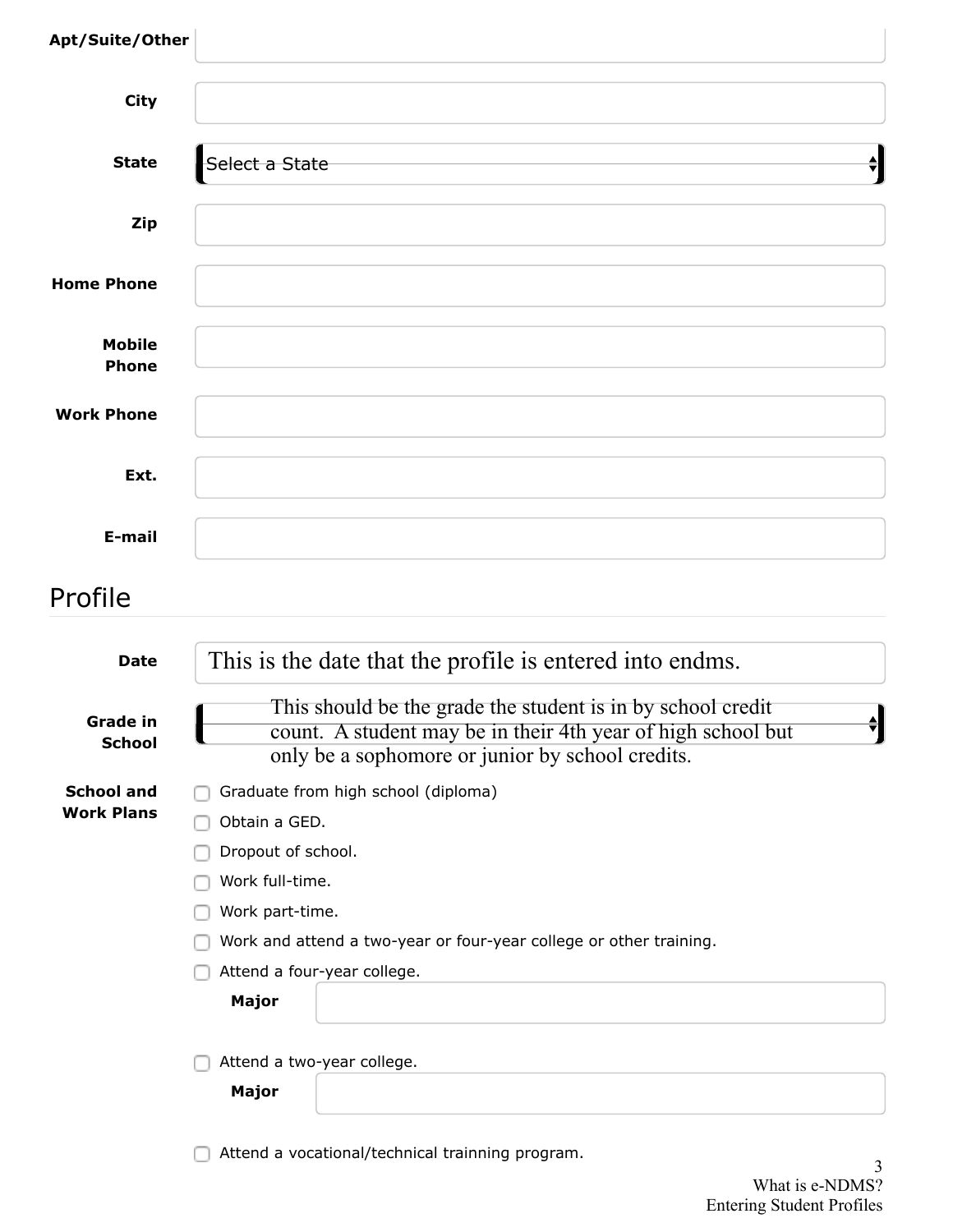**Apt/Suite/Other**

**City**

**State** Select a State

**Zip**

**Home Phone**

**Mobile Phone**

**Work Phone**

**Ext.**

**E-mail**

## Profile

**Date** This is the date that the profile is entered into endms.

**Grade in School** This should be the grade the student is in by school credit count. A student may be in their 4th year of high school but only be a sophomore or junior by school credits.

**School and Work Plans**

- [ ] Graduate from high school (diploma)
- [ ] Obtain a GED.
- [ ] Dropout of school.
- [ ] Work full-time.
- [ ] Work part-time.
- [ ] Work and attend a two-year or four-year college or other training.
- [ ] Attend a four-year college.

  **Major**

- [ ] Attend a two-year college.

  **Major**

- [ ] Attend a vocational/technical trainning program.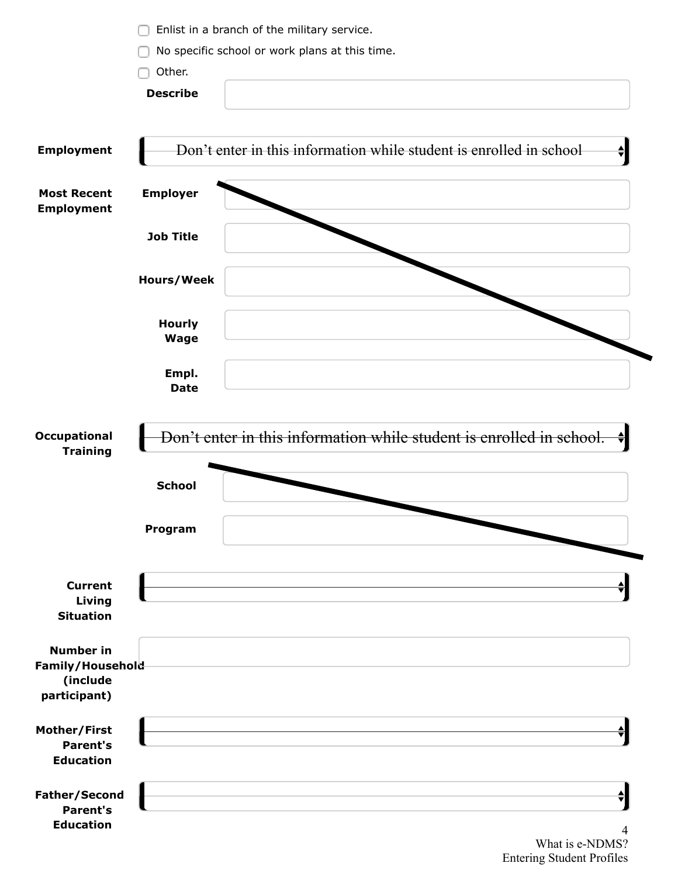- [ ] Enlist in a branch of the military service.
- [ ] No specific school or work plans at this time.
- [ ] Other.

**Describe** 

**Employment** ~~Don't enter in this information while student is enrolled in school~~

**Most Recent Employment**

**Employer**

**Job Title**

**Hours/Week**

**Hourly Wage**

**Empl. Date**

**Occupational Training** ~~Don't enter in this information while student is enrolled in school.~~

**School**

**Program**

**Current Living Situation**

**Number in Family/Household (include participant)**

**Mother/First Parent's Education**

**Father/Second Parent's Education**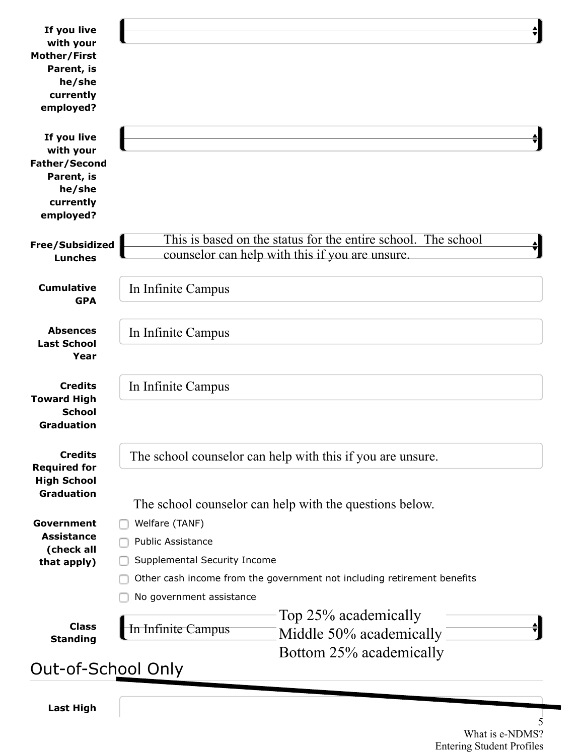**If you live with your Mother/First Parent, is he/she currently employed?**

**If you live with your Father/Second Parent, is he/she currently employed?**

**Free/Subsidized Lunches**

This is based on the status for the entire school. The school counselor can help with this if you are unsure.

**Cumulative GPA**

In Infinite Campus

**Absences Last School Year**

In Infinite Campus

**Credits Toward High School Graduation**

In Infinite Campus

**Credits Required for High School Graduation**

The school counselor can help with this if you are unsure.

The school counselor can help with the questions below.

**Government Assistance (check all that apply)**

- ☐ Welfare (TANF)
- ☐ Public Assistance
- ☐ Supplemental Security Income
- ☐ Other cash income from the government not including retirement benefits
- ☐ No government assistance

**Class Standing**

In Infinite Campus

- Top 25% academically
- Middle 50% academically
- Bottom 25% academically

## Out-of-School Only

**Last High**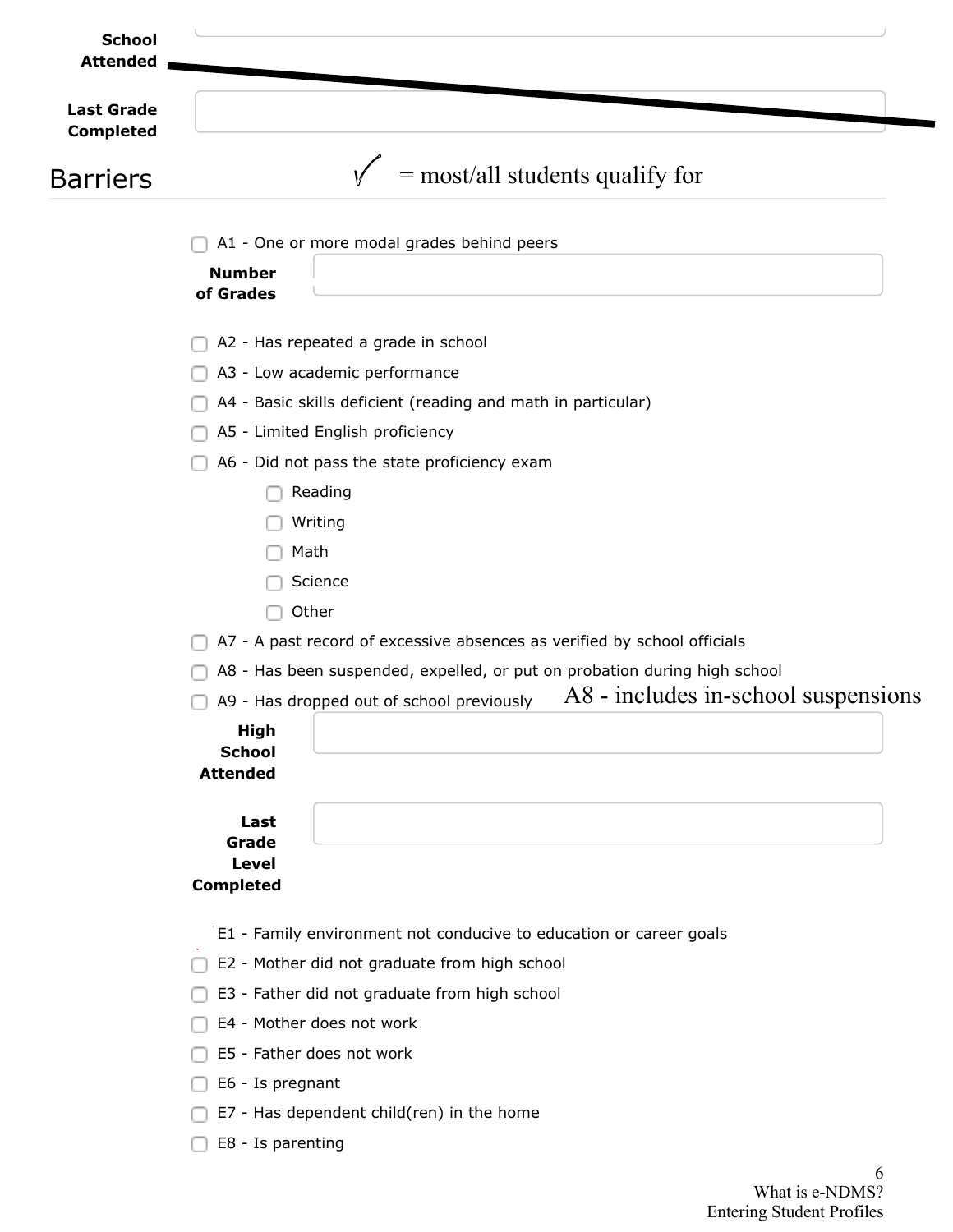**School Attended**

**Last Grade Completed**

## Barriers

✓ = most/all students qualify for

- [ ] A1 - One or more modal grades behind peers

**Number of Grades**

- [ ] A2 - Has repeated a grade in school
- [ ] A3 - Low academic performance
- [ ] A4 - Basic skills deficient (reading and math in particular)
- [ ] A5 - Limited English proficiency
- [ ] A6 - Did not pass the state proficiency exam
  - [ ] Reading
  - [ ] Writing
  - [ ] Math
  - [ ] Science
  - [ ] Other
- [ ] A7 - A past record of excessive absences as verified by school officials
- [ ] A8 - Has been suspended, expelled, or put on probation during high school
- [ ] A9 - Has dropped out of school previously

A8 - includes in-school suspensions

**High School Attended**

**Last Grade Level Completed**

- E1 - Family environment not conducive to education or career goals
- [ ] E2 - Mother did not graduate from high school
- [ ] E3 - Father did not graduate from high school
- [ ] E4 - Mother does not work
- [ ] E5 - Father does not work
- [ ] E6 - Is pregnant
- [ ] E7 - Has dependent child(ren) in the home
- [ ] E8 - Is parenting

What is e-NDMS?
Entering Student Profiles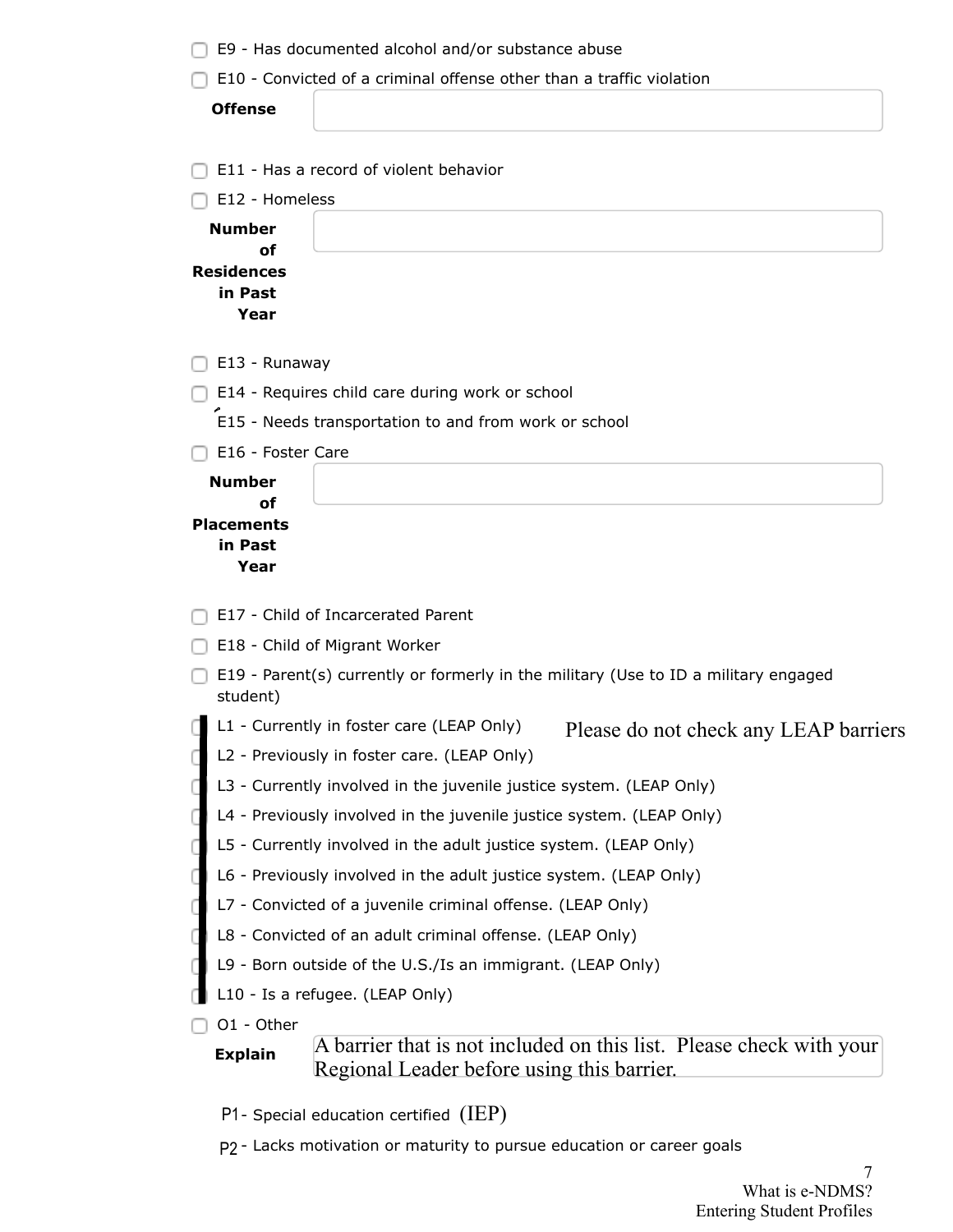- [ ] E9 - Has documented alcohol and/or substance abuse
- [ ] E10 - Convicted of a criminal offense other than a traffic violation

**Offense**

- [ ] E11 - Has a record of violent behavior
- [ ] E12 - Homeless

**Number of Residences in Past Year**

- [ ] E13 - Runaway
- [ ] E14 - Requires child care during work or school

E15 - Needs transportation to and from work or school

- [ ] E16 - Foster Care

**Number of Placements in Past Year**

- [ ] E17 - Child of Incarcerated Parent
- [ ] E18 - Child of Migrant Worker
- [ ] E19 - Parent(s) currently or formerly in the military (Use to ID a military engaged student)
- [ ] L1 - Currently in foster care (LEAP Only)
- [ ] L2 - Previously in foster care. (LEAP Only)
- [ ] L3 - Currently involved in the juvenile justice system. (LEAP Only)
- [ ] L4 - Previously involved in the juvenile justice system. (LEAP Only)
- [ ] L5 - Currently involved in the adult justice system. (LEAP Only)
- [ ] L6 - Previously involved in the adult justice system. (LEAP Only)
- [ ] L7 - Convicted of a juvenile criminal offense. (LEAP Only)
- [ ] L8 - Convicted of an adult criminal offense. (LEAP Only)
- [ ] L9 - Born outside of the U.S./Is an immigrant. (LEAP Only)
- [ ] L10 - Is a refugee. (LEAP Only)

Please do not check any LEAP barriers

- [ ] O1 - Other

**Explain** A barrier that is not included on this list. Please check with your Regional Leader before using this barrier.

P1 - Special education certified (IEP)

P2 - Lacks motivation or maturity to pursue education or career goals

What is e-NDMS?
Entering Student Profiles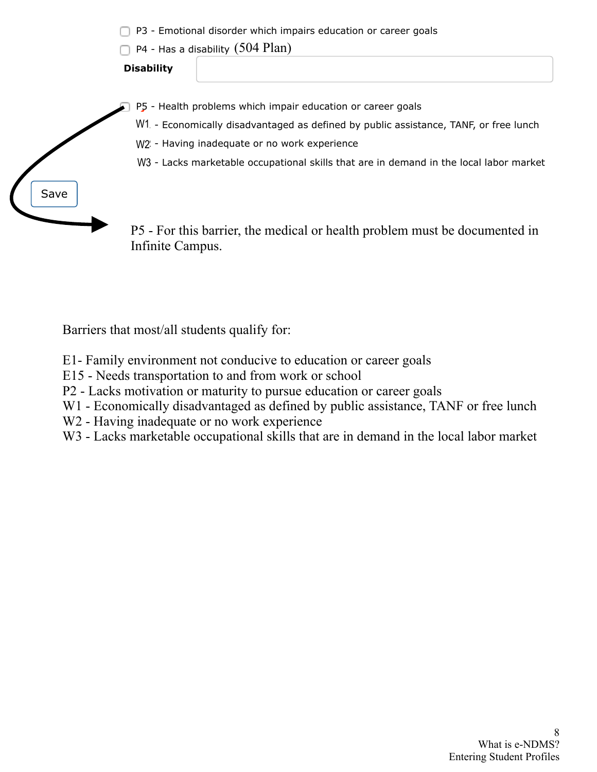- [ ] P3 - Emotional disorder which impairs education or career goals
- [ ] P4 - Has a disability (504 Plan)

**Disability**

- [ ] P5 - Health problems which impair education or career goals

W1 - Economically disadvantaged as defined by public assistance, TANF, or free lunch

W2 - Having inadequate or no work experience

W3 - Lacks marketable occupational skills that are in demand in the local labor market

Save

P5 - For this barrier, the medical or health problem must be documented in Infinite Campus.

Barriers that most/all students qualify for:

E1- Family environment not conducive to education or career goals
E15 - Needs transportation to and from work or school
P2 - Lacks motivation or maturity to pursue education or career goals
W1 - Economically disadvantaged as defined by public assistance, TANF or free lunch
W2 - Having inadequate or no work experience
W3 - Lacks marketable occupational skills that are in demand in the local labor market